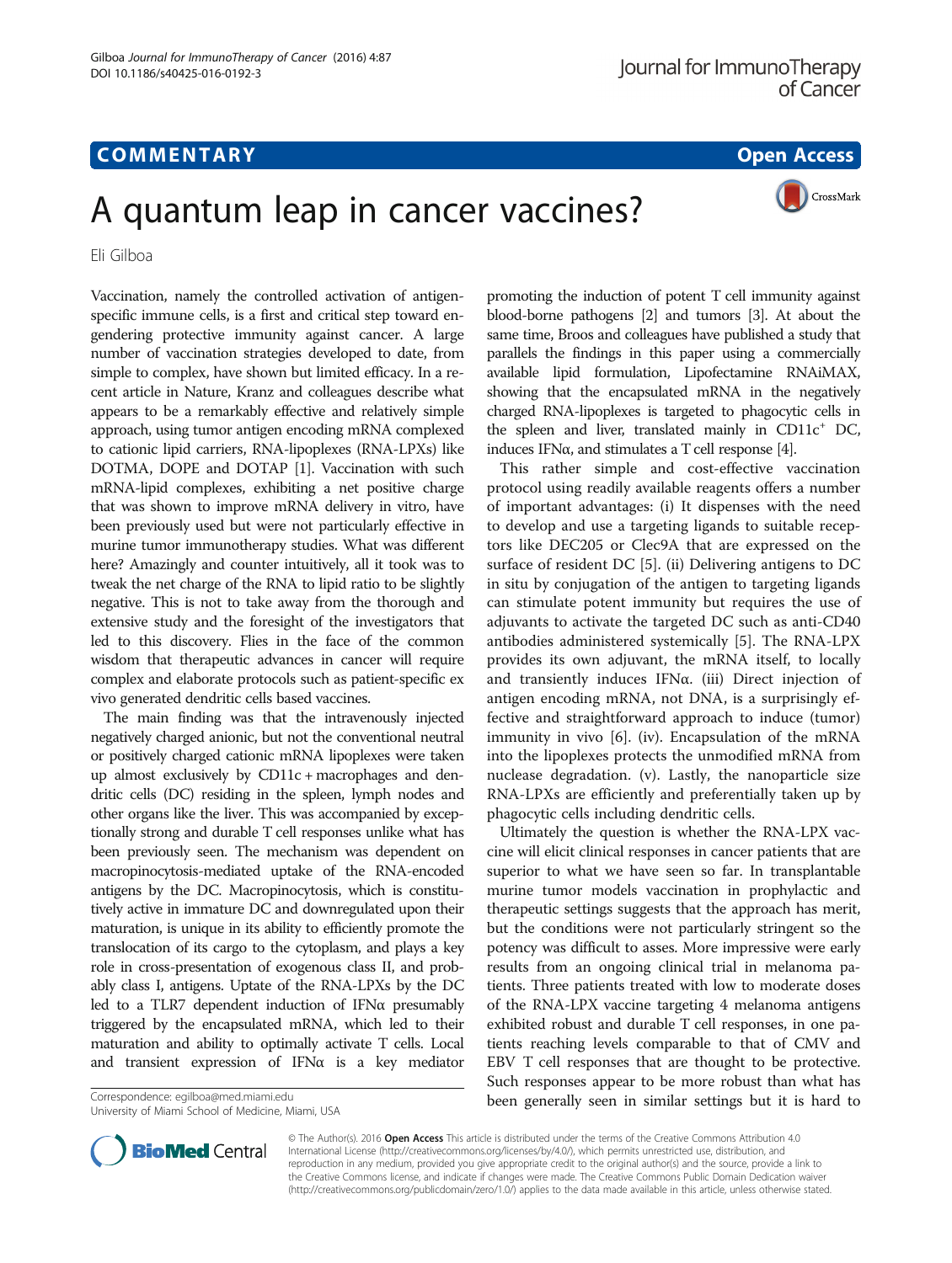COMMENTARY

Open Access

# A quantum leap in cancer vaccines?

Eli Gilboa

Vaccination, namely the controlled activation of antigen-specific immune cells, is a first and critical step toward engendering protective immunity against cancer. A large number of vaccination strategies developed to date, from simple to complex, have shown but limited efficacy. In a recent article in Nature, Kranz and colleagues describe what appears to be a remarkably effective and relatively simple approach, using tumor antigen encoding mRNA complexed to cationic lipid carriers, RNA-lipoplexes (RNA-LPXs) like DOTMA, DOPE and DOTAP [1]. Vaccination with such mRNA-lipid complexes, exhibiting a net positive charge that was shown to improve mRNA delivery in vitro, have been previously used but were not particularly effective in murine tumor immunotherapy studies. What was different here? Amazingly and counter intuitively, all it took was to tweak the net charge of the RNA to lipid ratio to be slightly negative. This is not to take away from the thorough and extensive study and the foresight of the investigators that led to this discovery. Flies in the face of the common wisdom that therapeutic advances in cancer will require complex and elaborate protocols such as patient-specific ex vivo generated dendritic cells based vaccines.

The main finding was that the intravenously injected negatively charged anionic, but not the conventional neutral or positively charged cationic mRNA lipoplexes were taken up almost exclusively by CD11c + macrophages and dendritic cells (DC) residing in the spleen, lymph nodes and other organs like the liver. This was accompanied by exceptionally strong and durable T cell responses unlike what has been previously seen. The mechanism was dependent on macropinocytosis-mediated uptake of the RNA-encoded antigens by the DC. Macropinocytosis, which is constitutively active in immature DC and downregulated upon their maturation, is unique in its ability to efficiently promote the translocation of its cargo to the cytoplasm, and plays a key role in cross-presentation of exogenous class II, and probably class I, antigens. Uptate of the RNA-LPXs by the DC led to a TLR7 dependent induction of IFNα presumably triggered by the encapsulated mRNA, which led to their maturation and ability to optimally activate T cells. Local and transient expression of IFNα is a key mediator promoting the induction of potent T cell immunity against blood-borne pathogens [2] and tumors [3]. At about the same time, Broos and colleagues have published a study that parallels the findings in this paper using a commercially available lipid formulation, Lipofectamine RNAiMAX, showing that the encapsulated mRNA in the negatively charged RNA-lipoplexes is targeted to phagocytic cells in the spleen and liver, translated mainly in $CD11c^+$ DC, induces IFNα, and stimulates a T cell response [4].

This rather simple and cost-effective vaccination protocol using readily available reagents offers a number of important advantages: (i) It dispenses with the need to develop and use a targeting ligands to suitable receptors like DEC205 or Clec9A that are expressed on the surface of resident DC [5]. (ii) Delivering antigens to DC in situ by conjugation of the antigen to targeting ligands can stimulate potent immunity but requires the use of adjuvants to activate the targeted DC such as anti-CD40 antibodies administered systemically [5]. The RNA-LPX provides its own adjuvant, the mRNA itself, to locally and transiently induces IFNα. (iii) Direct injection of antigen encoding mRNA, not DNA, is a surprisingly effective and straightforward approach to induce (tumor) immunity in vivo [6]. (iv). Encapsulation of the mRNA into the lipoplexes protects the unmodified mRNA from nuclease degradation. (v). Lastly, the nanoparticle size RNA-LPXs are efficiently and preferentially taken up by phagocytic cells including dendritic cells.

Ultimately the question is whether the RNA-LPX vaccine will elicit clinical responses in cancer patients that are superior to what we have seen so far. In transplantable murine tumor models vaccination in prophylactic and therapeutic settings suggests that the approach has merit, but the conditions were not particularly stringent so the potency was difficult to asses. More impressive were early results from an ongoing clinical trial in melanoma patients. Three patients treated with low to moderate doses of the RNA-LPX vaccine targeting 4 melanoma antigens exhibited robust and durable T cell responses, in one patients reaching levels comparable to that of CMV and EBV T cell responses that are thought to be protective. Such responses appear to be more robust than what has been generally seen in similar settings but it is hard to

Correspondence: egilboa@med.miami.edu
University of Miami School of Medicine, Miami, USA

© The Author(s). 2016 Open Access This article is distributed under the terms of the Creative Commons Attribution 4.0 International License (http://creativecommons.org/licenses/by/4.0/), which permits unrestricted use, distribution, and reproduction in any medium, provided you give appropriate credit to the original author(s) and the source, provide a link to the Creative Commons license, and indicate if changes were made. The Creative Commons Public Domain Dedication waiver (http://creativecommons.org/publicdomain/zero/1.0/) applies to the data made available in this article, unless otherwise stated.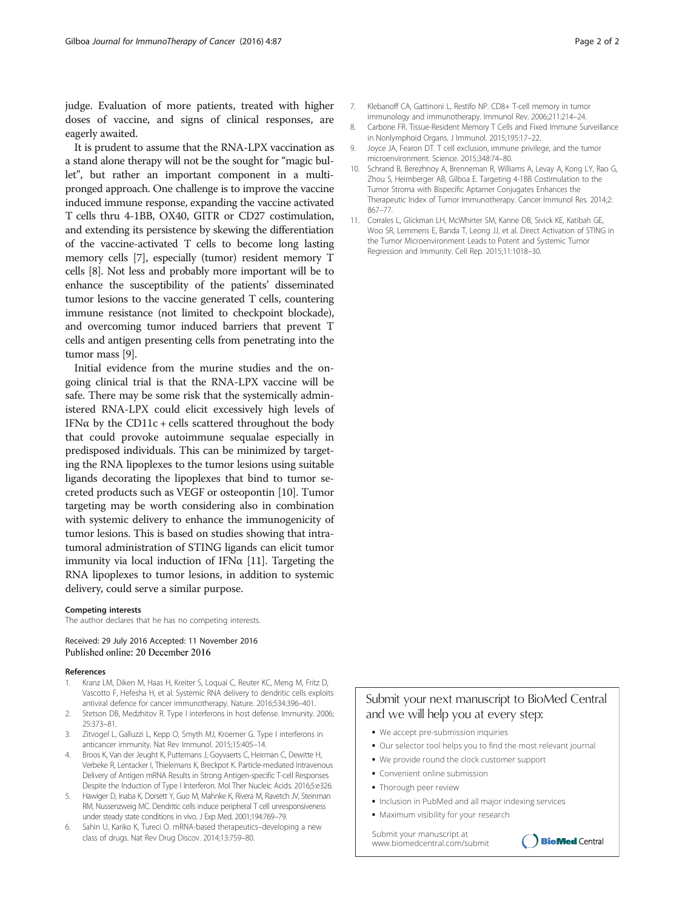judge. Evaluation of more patients, treated with higher doses of vaccine, and signs of clinical responses, are eagerly awaited.

It is prudent to assume that the RNA-LPX vaccination as a stand alone therapy will not be the sought for "magic bullet", but rather an important component in a multi-pronged approach. One challenge is to improve the vaccine induced immune response, expanding the vaccine activated T cells thru 4-1BB, OX40, GITR or CD27 costimulation, and extending its persistence by skewing the differentiation of the vaccine-activated T cells to become long lasting memory cells [7], especially (tumor) resident memory T cells [8]. Not less and probably more important will be to enhance the susceptibility of the patients' disseminated tumor lesions to the vaccine generated T cells, countering immune resistance (not limited to checkpoint blockade), and overcoming tumor induced barriers that prevent T cells and antigen presenting cells from penetrating into the tumor mass [9].

Initial evidence from the murine studies and the ongoing clinical trial is that the RNA-LPX vaccine will be safe. There may be some risk that the systemically administered RNA-LPX could elicit excessively high levels of IFNα by the CD11c + cells scattered throughout the body that could provoke autoimmune sequalae especially in predisposed individuals. This can be minimized by targeting the RNA lipoplexes to the tumor lesions using suitable ligands decorating the lipoplexes that bind to tumor secreted products such as VEGF or osteopontin [10]. Tumor targeting may be worth considering also in combination with systemic delivery to enhance the immunogenicity of tumor lesions. This is based on studies showing that intratumoral administration of STING ligands can elicit tumor immunity via local induction of IFNα [11]. Targeting the RNA lipoplexes to tumor lesions, in addition to systemic delivery, could serve a similar purpose.

#### Competing interests

The author declares that he has no competing interests.

Received: 29 July 2016 Accepted: 11 November 2016
Published online: 20 December 2016

#### References

1. Kranz LM, Diken M, Haas H, Kreiter S, Loquai C, Reuter KC, Meng M, Fritz D, Vascotto F, Hefesha H, et al. Systemic RNA delivery to dendritic cells exploits antiviral defence for cancer immunotherapy. Nature. 2016;534:396–401.
2. Stetson DB, Medzhitov R. Type I interferons in host defense. Immunity. 2006; 25:373–81.
3. Zitvogel L, Galluzzi L, Kepp O, Smyth MJ, Kroemer G. Type I interferons in anticancer immunity. Nat Rev Immunol. 2015;15:405–14.
4. Broos K, Van der Jeught K, Puttemans J, Goyvaerts C, Heirman C, Dewitte H, Verbeke R, Lentacker I, Thielemans K, Breckpot K. Particle-mediated Intravenous Delivery of Antigen mRNA Results in Strong Antigen-specific T-cell Responses Despite the Induction of Type I Interferon. Mol Ther Nucleic Acids. 2016;5:e326.
5. Hawiger D, Inaba K, Dorsett Y, Guo M, Mahnke K, Rivera M, Ravetch JV, Steinman RM, Nussenzweig MC. Dendritic cells induce peripheral T cell unresponsiveness under steady state conditions in vivo. J Exp Med. 2001;194:769–79.
6. Sahin U, Kariko K, Tureci O. mRNA-based therapeutics–developing a new class of drugs. Nat Rev Drug Discov. 2014;13:759–80.
7. Klebanoff CA, Gattinoni L, Restifo NP. CD8+ T-cell memory in tumor immunology and immunotherapy. Immunol Rev. 2006;211:214–24.
8. Carbone FR. Tissue-Resident Memory T Cells and Fixed Immune Surveillance in Nonlymphoid Organs. J Immunol. 2015;195:17–22.
9. Joyce JA, Fearon DT. T cell exclusion, immune privilege, and the tumor microenvironment. Science. 2015;348:74–80.
10. Schrand B, Berezhnoy A, Brenneman R, Williams A, Levay A, Kong LY, Rao G, Zhou S, Heimberger AB, Gilboa E. Targeting 4-1BB Costimulation to the Tumor Stroma with Bispecific Aptamer Conjugates Enhances the Therapeutic Index of Tumor Immunotherapy. Cancer Immunol Res. 2014;2: 867–77.
11. Corrales L, Glickman LH, McWhirter SM, Kanne DB, Sivick KE, Katibah GE, Woo SR, Lemmens E, Banda T, Leong JJ, et al. Direct Activation of STING in the Tumor Microenvironment Leads to Potent and Systemic Tumor Regression and Immunity. Cell Rep. 2015;11:1018–30.

Submit your next manuscript to BioMed Central and we will help you at every step:

- We accept pre-submission inquiries
- Our selector tool helps you to find the most relevant journal
- We provide round the clock customer support
- Convenient online submission
- Thorough peer review
- Inclusion in PubMed and all major indexing services
- Maximum visibility for your research

Submit your manuscript at www.biomedcentral.com/submit

BioMed Central